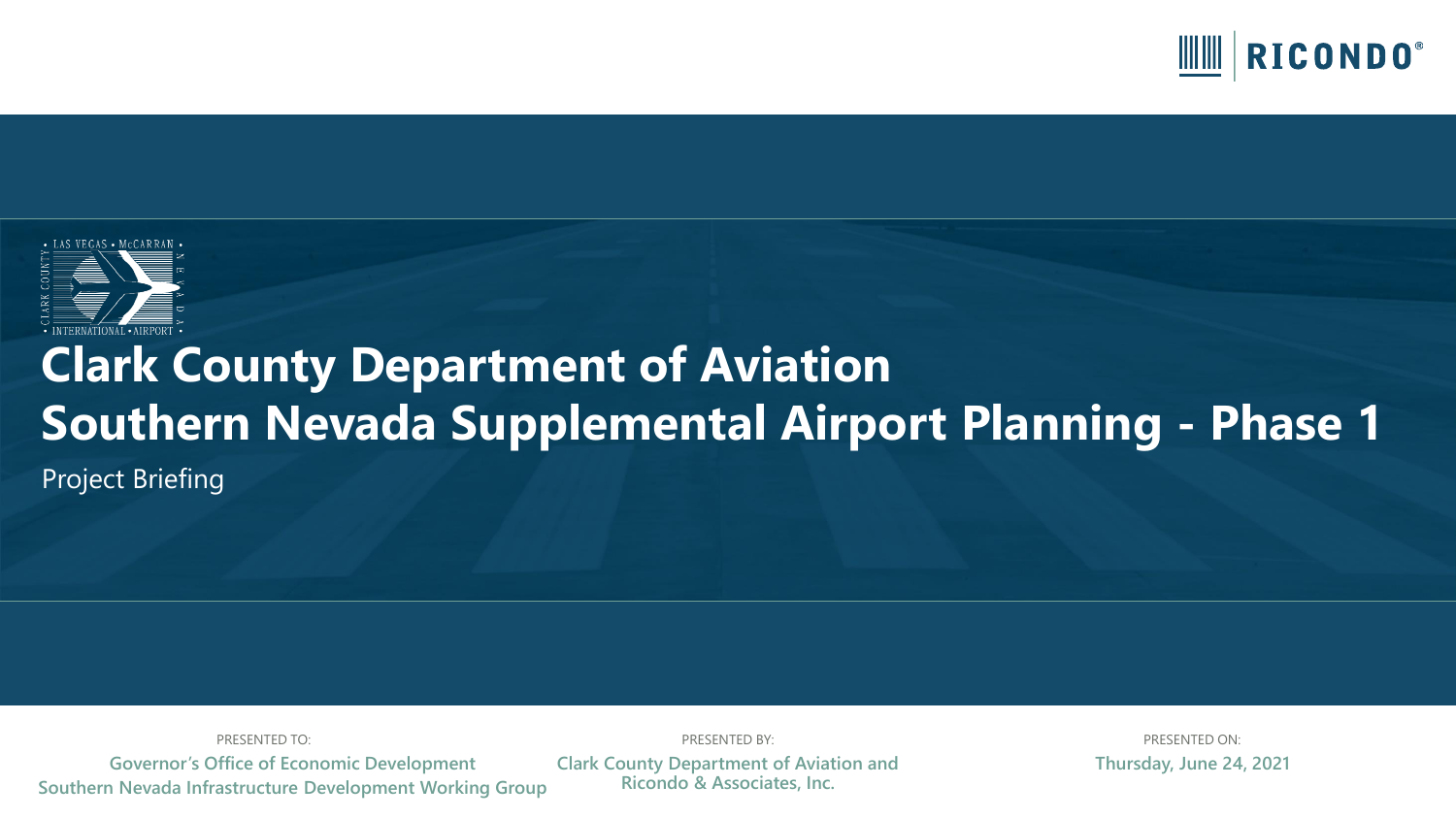# Clark County Department of Aviation
# Southern Nevada Supplemental Airport Planning - Phase 1

Project Briefing

PRESENTED TO:
**Governor's Office of Economic Development**
**Southern Nevada Infrastructure Development Working Group**

PRESENTED BY:
**Clark County Department of Aviation and Ricondo & Associates, Inc.**

PRESENTED ON:
**Thursday, June 24, 2021**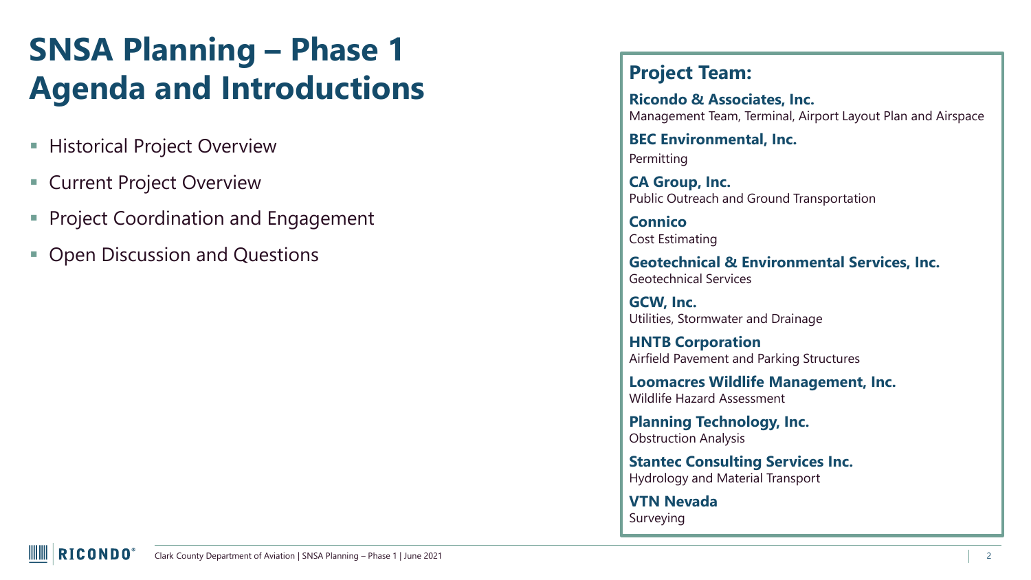# SNSA Planning – Phase 1 Agenda and Introductions

- Historical Project Overview
- Current Project Overview
- Project Coordination and Engagement
- Open Discussion and Questions

## Project Team:

**Ricondo & Associates, Inc.**
Management Team, Terminal, Airport Layout Plan and Airspace

**BEC Environmental, Inc.**
Permitting

**CA Group, Inc.**
Public Outreach and Ground Transportation

**Connico**
Cost Estimating

**Geotechnical & Environmental Services, Inc.**
Geotechnical Services

**GCW, Inc.**
Utilities, Stormwater and Drainage

**HNTB Corporation**
Airfield Pavement and Parking Structures

**Loomacres Wildlife Management, Inc.**
Wildlife Hazard Assessment

**Planning Technology, Inc.**
Obstruction Analysis

**Stantec Consulting Services Inc.**
Hydrology and Material Transport

**VTN Nevada**
Surveying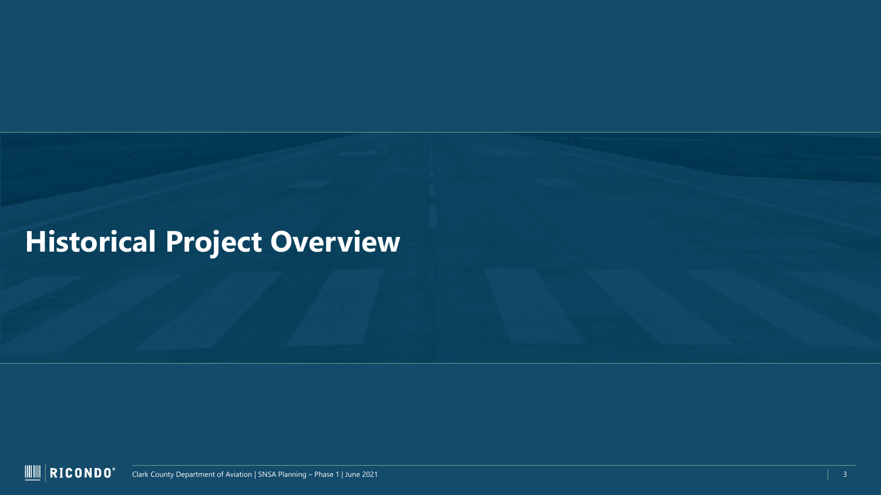# Historical Project Overview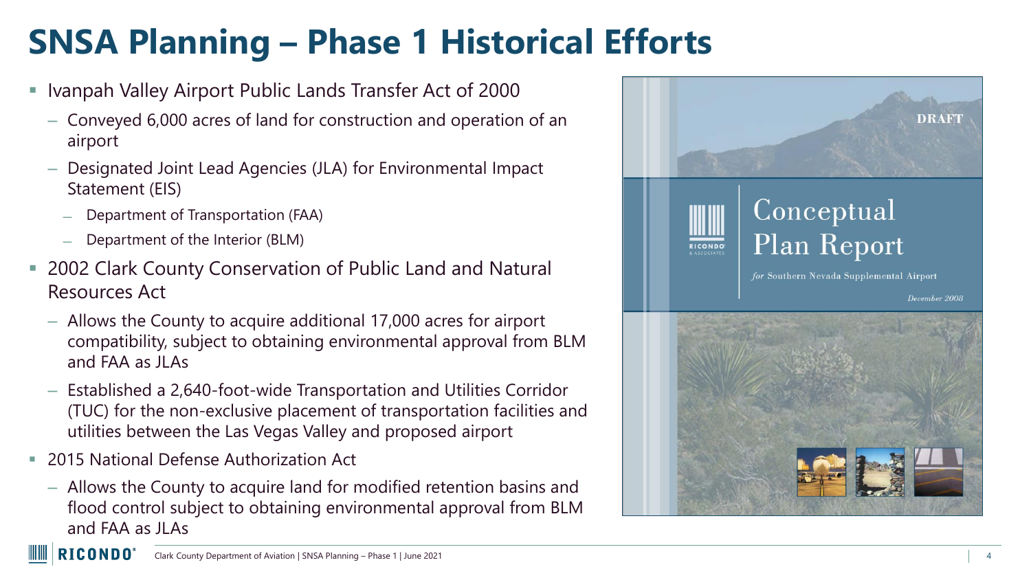# SNSA Planning – Phase 1 Historical Efforts

- Ivanpah Valley Airport Public Lands Transfer Act of 2000
  - Conveyed 6,000 acres of land for construction and operation of an airport
  - Designated Joint Lead Agencies (JLA) for Environmental Impact Statement (EIS)
    - Department of Transportation (FAA)
    - Department of the Interior (BLM)
- 2002 Clark County Conservation of Public Land and Natural Resources Act
  - Allows the County to acquire additional 17,000 acres for airport compatibility, subject to obtaining environmental approval from BLM and FAA as JLAs
  - Established a 2,640-foot-wide Transportation and Utilities Corridor (TUC) for the non-exclusive placement of transportation facilities and utilities between the Las Vegas Valley and proposed airport
- 2015 National Defense Authorization Act
  - Allows the County to acquire land for modified retention basins and flood control subject to obtaining environmental approval from BLM and FAA as JLAs

DRAFT

Conceptual Plan Report

*for* Southern Nevada Supplemental Airport

*December 2008*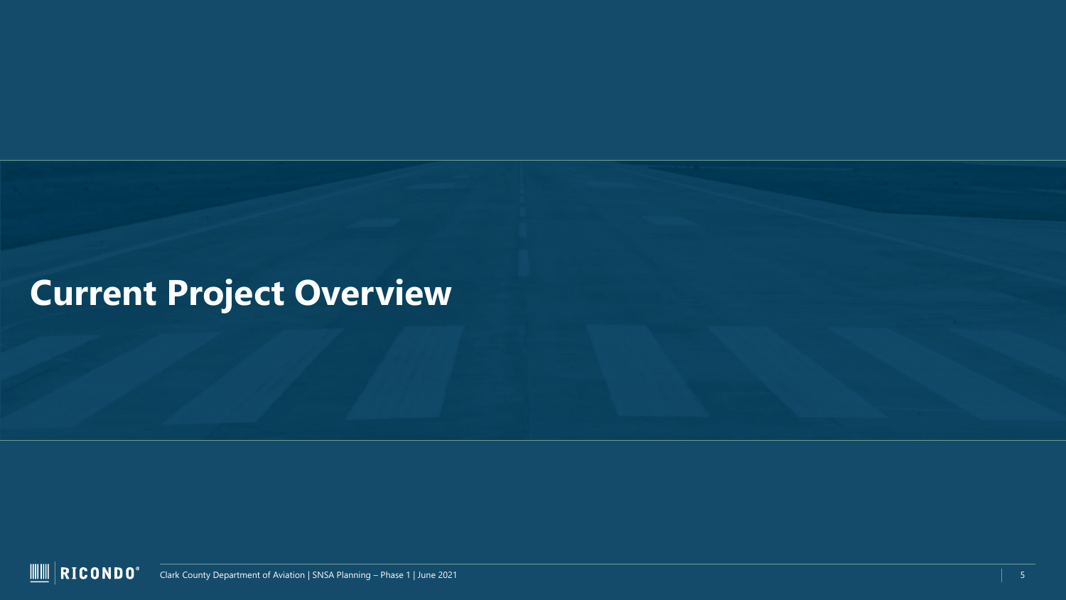# Current Project Overview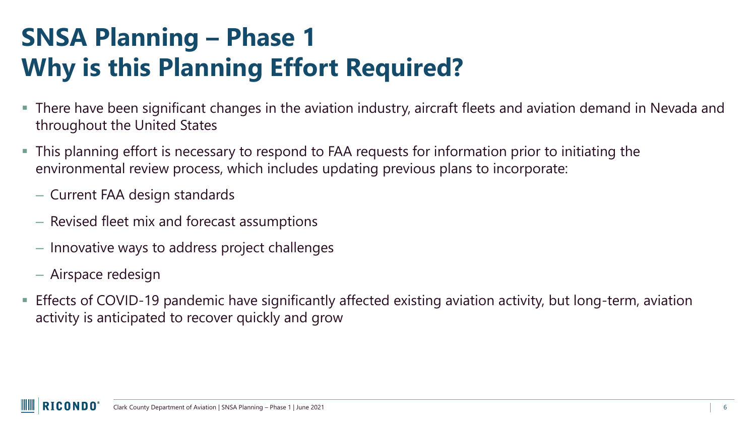# SNSA Planning – Phase 1
# Why is this Planning Effort Required?

- There have been significant changes in the aviation industry, aircraft fleets and aviation demand in Nevada and throughout the United States
- This planning effort is necessary to respond to FAA requests for information prior to initiating the environmental review process, which includes updating previous plans to incorporate:
  - Current FAA design standards
  - Revised fleet mix and forecast assumptions
  - Innovative ways to address project challenges
  - Airspace redesign
- Effects of COVID-19 pandemic have significantly affected existing aviation activity, but long-term, aviation activity is anticipated to recover quickly and grow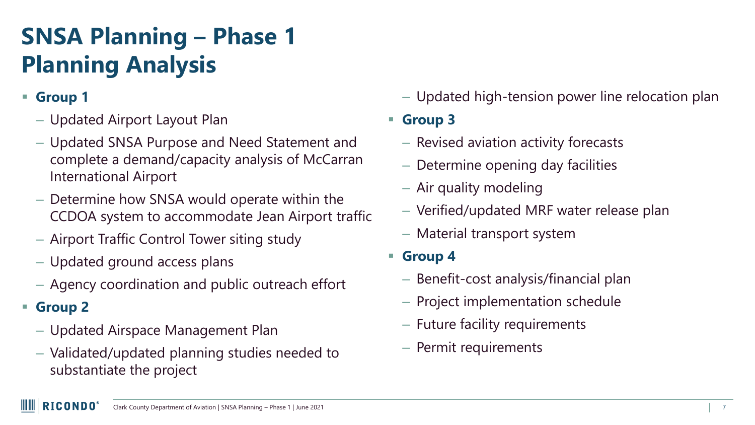# SNSA Planning – Phase 1 Planning Analysis

- **Group 1**
  - Updated Airport Layout Plan
  - Updated SNSA Purpose and Need Statement and complete a demand/capacity analysis of McCarran International Airport
  - Determine how SNSA would operate within the CCDOA system to accommodate Jean Airport traffic
  - Airport Traffic Control Tower siting study
  - Updated ground access plans
  - Agency coordination and public outreach effort
- **Group 2**
  - Updated Airspace Management Plan
  - Validated/updated planning studies needed to substantiate the project
  - Updated high-tension power line relocation plan
- **Group 3**
  - Revised aviation activity forecasts
  - Determine opening day facilities
  - Air quality modeling
  - Verified/updated MRF water release plan
  - Material transport system
- **Group 4**
  - Benefit-cost analysis/financial plan
  - Project implementation schedule
  - Future facility requirements
  - Permit requirements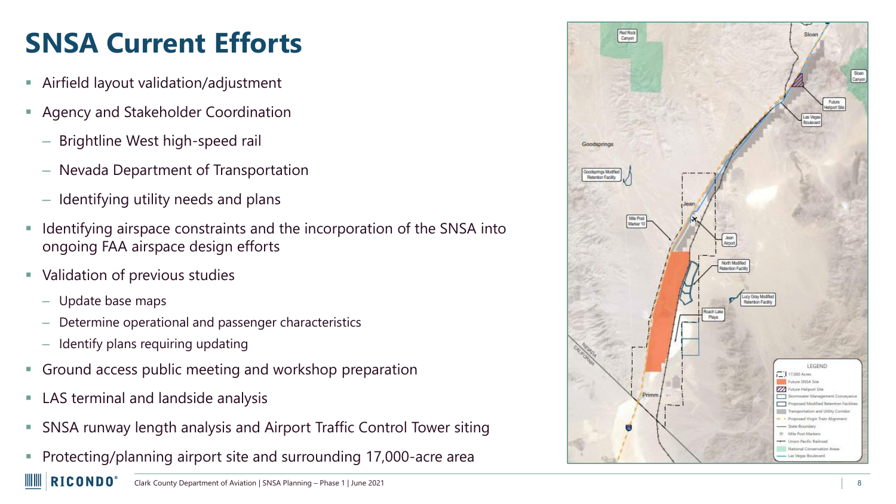# SNSA Current Efforts

- Airfield layout validation/adjustment
- Agency and Stakeholder Coordination
  - Brightline West high-speed rail
  - Nevada Department of Transportation
  - Identifying utility needs and plans
- Identifying airspace constraints and the incorporation of the SNSA into ongoing FAA airspace design efforts
- Validation of previous studies
  - Update base maps
  - Determine operational and passenger characteristics
  - Identify plans requiring updating
- Ground access public meeting and workshop preparation
- LAS terminal and landside analysis
- SNSA runway length analysis and Airport Traffic Control Tower siting
- Protecting/planning airport site and surrounding 17,000-acre area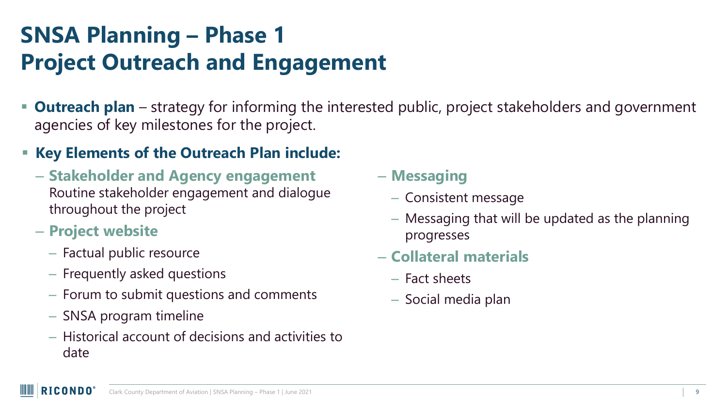# SNSA Planning – Phase 1
# Project Outreach and Engagement

- **Outreach plan** – strategy for informing the interested public, project stakeholders and government agencies of key milestones for the project.
- **Key Elements of the Outreach Plan include:**
  - **Stakeholder and Agency engagement**
    Routine stakeholder engagement and dialogue throughout the project
  - **Project website**
    - Factual public resource
    - Frequently asked questions
    - Forum to submit questions and comments
    - SNSA program timeline
    - Historical account of decisions and activities to date
  - **Messaging**
    - Consistent message
    - Messaging that will be updated as the planning progresses
  - **Collateral materials**
    - Fact sheets
    - Social media plan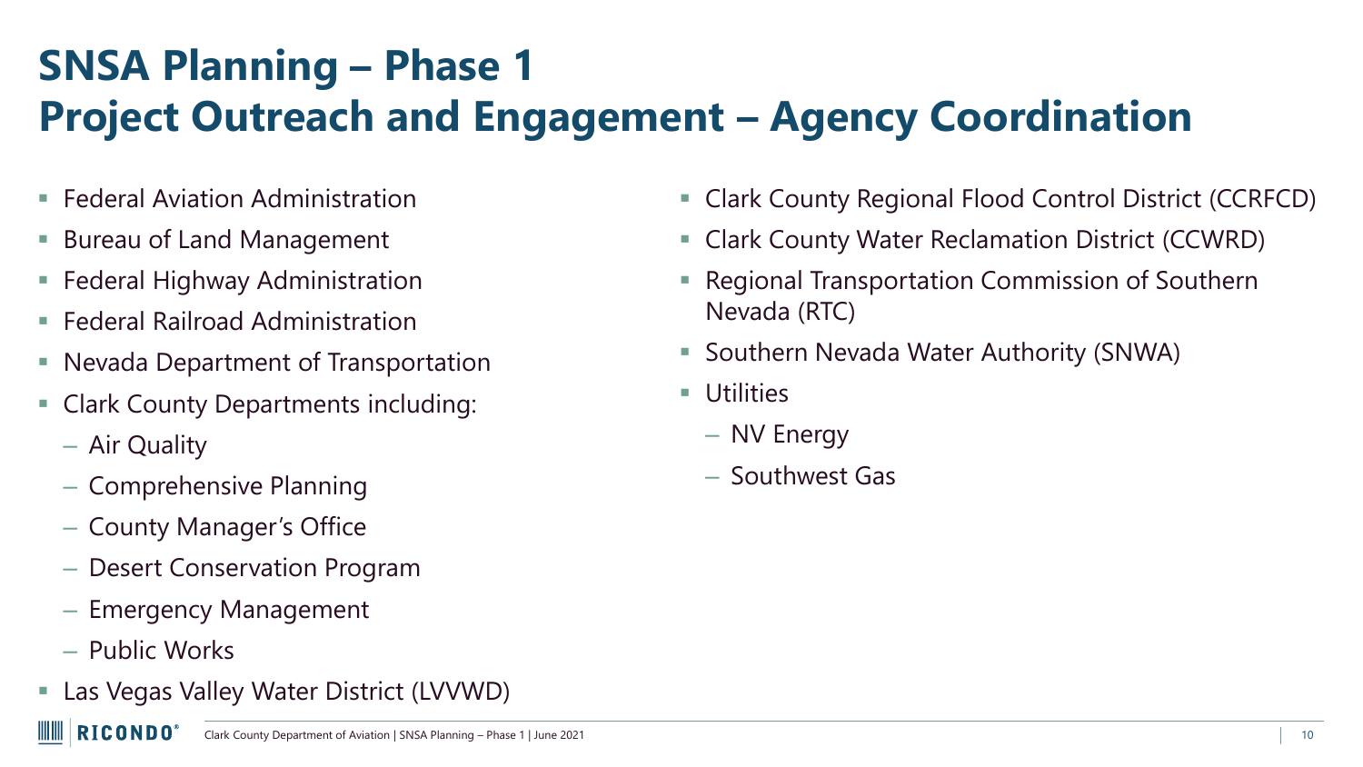# SNSA Planning – Phase 1
# Project Outreach and Engagement – Agency Coordination

- Federal Aviation Administration
- Bureau of Land Management
- Federal Highway Administration
- Federal Railroad Administration
- Nevada Department of Transportation
- Clark County Departments including:
  - Air Quality
  - Comprehensive Planning
  - County Manager's Office
  - Desert Conservation Program
  - Emergency Management
  - Public Works
- Las Vegas Valley Water District (LVVWD)
- Clark County Regional Flood Control District (CCRFCD)
- Clark County Water Reclamation District (CCWRD)
- Regional Transportation Commission of Southern Nevada (RTC)
- Southern Nevada Water Authority (SNWA)
- Utilities
  - NV Energy
  - Southwest Gas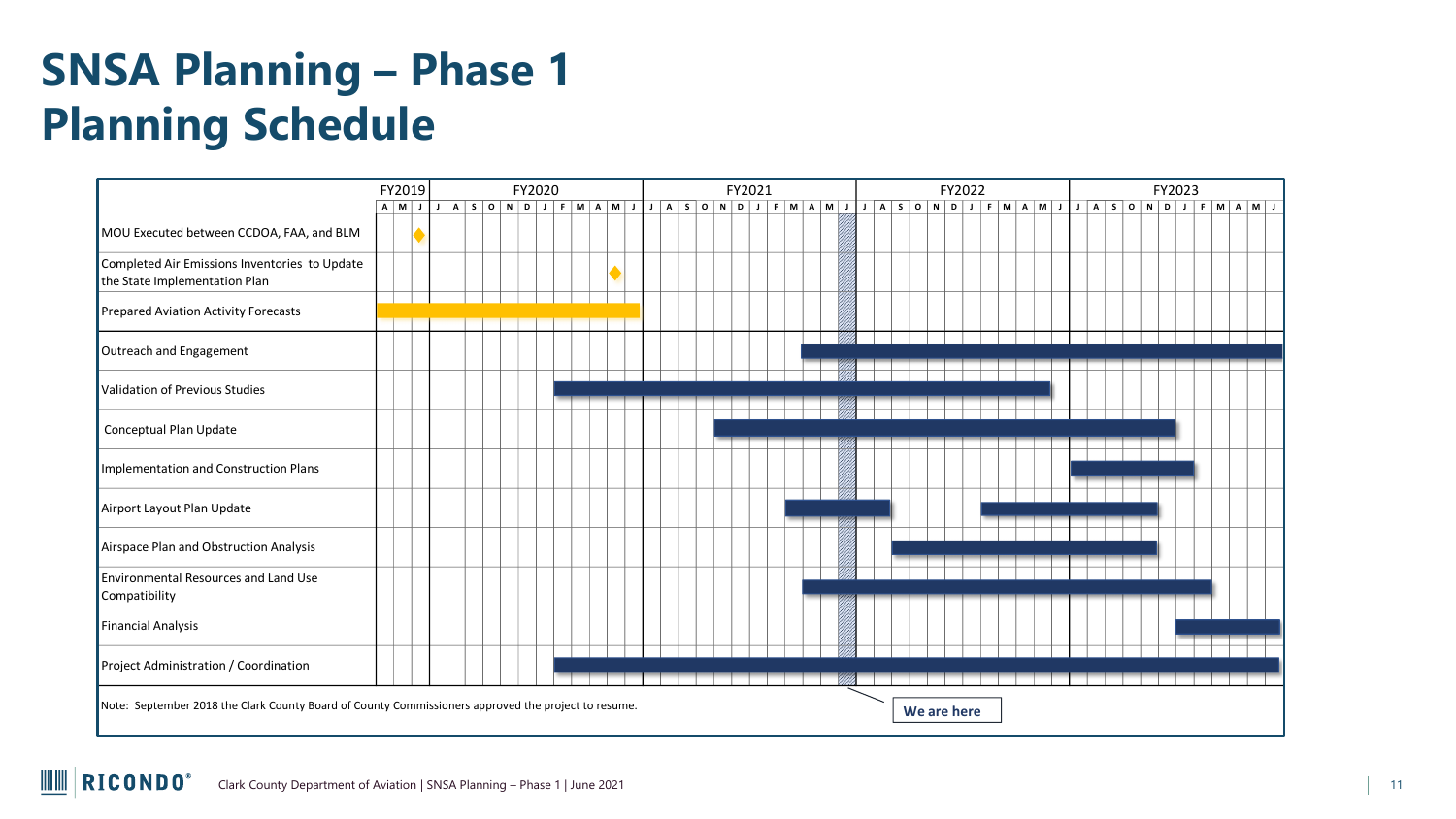# SNSA Planning – Phase 1
# Planning Schedule

| Task | FY2019 (A–J) | FY2020 (J–J) | FY2021 (J–J) | FY2022 (J–J) | FY2023 (J–J) |
|---|---|---|---|---|---|
| MOU Executed between CCDOA, FAA, and BLM | ◆ (Jun 2019) | | | | |
| Completed Air Emissions Inventories to Update the State Implementation Plan | | ◆ (May 2020) | | | |
| Prepared Aviation Activity Forecasts | Apr 2019 – | – Jun 2020 | | | |
| Outreach and Engagement | | | Mar 2021 – | | – Jun 2023 |
| Validation of Previous Studies | | Jan 2020 – | | – May 2022 | |
| Conceptual Plan Update | | | Oct 2020 – | | – Dec 2022 |
| Implementation and Construction Plans | | | | | Jul 2022 – Jan 2023 |
| Airport Layout Plan Update | | | Feb 2021 – | – Jul 2021; Dec 2021 – | – Dec 2022 |
| Airspace Plan and Obstruction Analysis | | | | Aug 2021 – | – Dec 2022 |
| Environmental Resources and Land Use Compatibility | | | Mar 2021 – | | – Feb 2023 |
| Financial Analysis | | | | | Jan 2023 – Jun 2023 |
| Project Administration / Coordination | | Jan 2020 – | | | – Jun 2023 |

We are here: June 2021

Note: September 2018 the Clark County Board of County Commissioners approved the project to resume.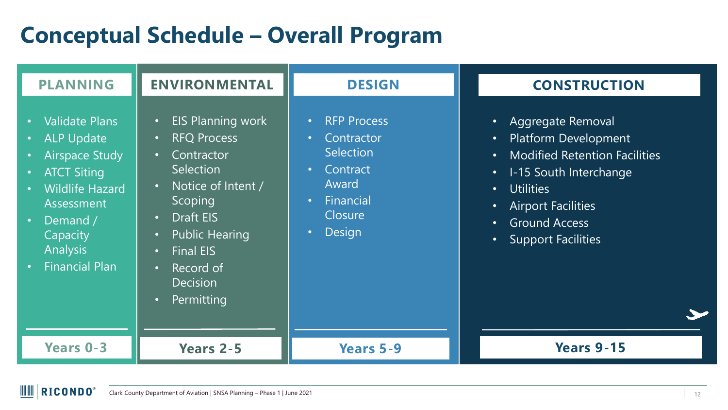# Conceptual Schedule – Overall Program

## PLANNING

- Validate Plans
- ALP Update
- Airspace Study
- ATCT Siting
- Wildlife Hazard Assessment
- Demand / Capacity Analysis
- Financial Plan

**Years 0-3**

## ENVIRONMENTAL

- EIS Planning work
- RFQ Process
- Contractor Selection
- Notice of Intent / Scoping
- Draft EIS
- Public Hearing
- Final EIS
- Record of Decision
- Permitting

**Years 2-5**

## DESIGN

- RFP Process
- Contractor Selection
- Contract Award
- Financial Closure
- Design

**Years 5-9**

## CONSTRUCTION

- Aggregate Removal
- Platform Development
- Modified Retention Facilities
- I-15 South Interchange
- Utilities
- Airport Facilities
- Ground Access
- Support Facilities

**Years 9-15**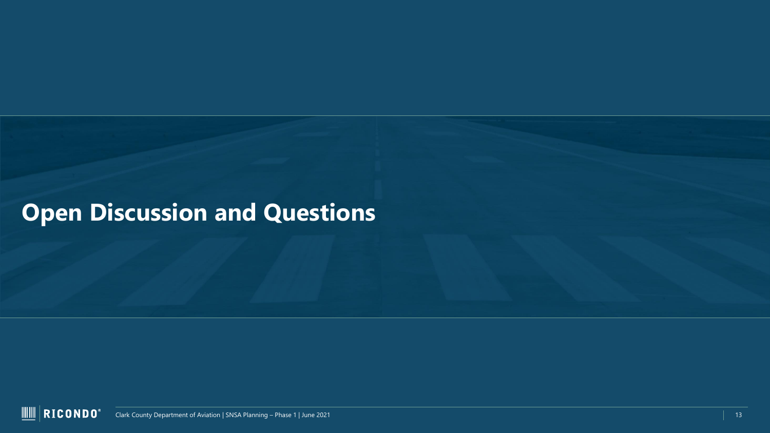# Open Discussion and Questions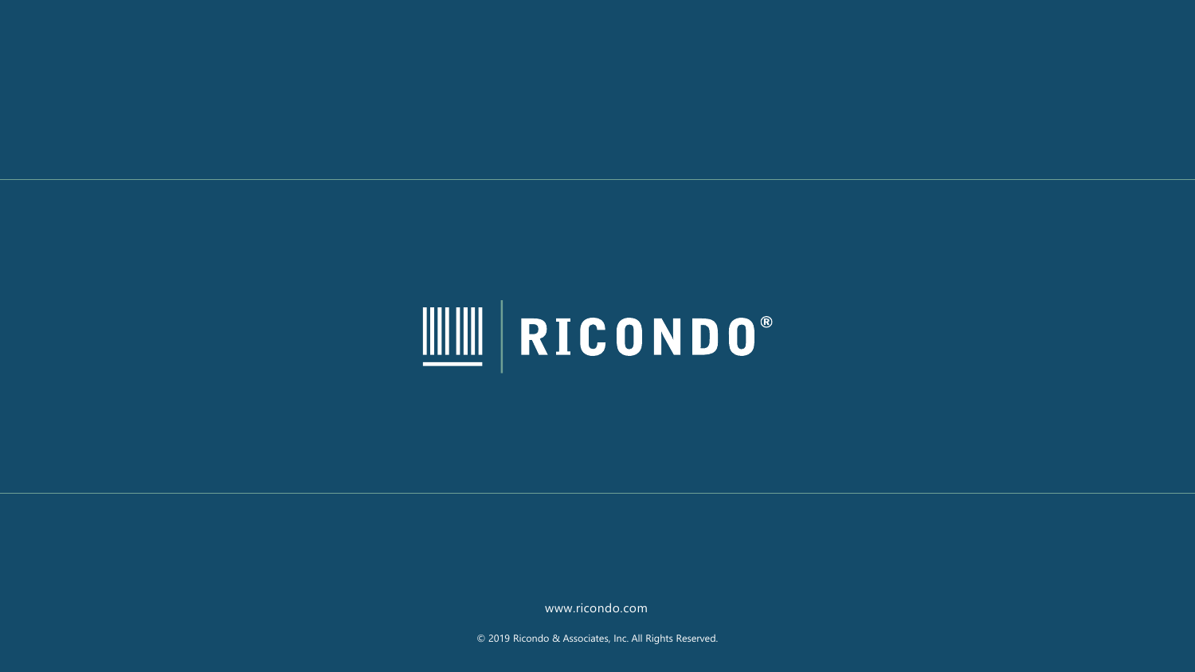RICONDO®

www.ricondo.com

© 2019 Ricondo & Associates, Inc. All Rights Reserved.